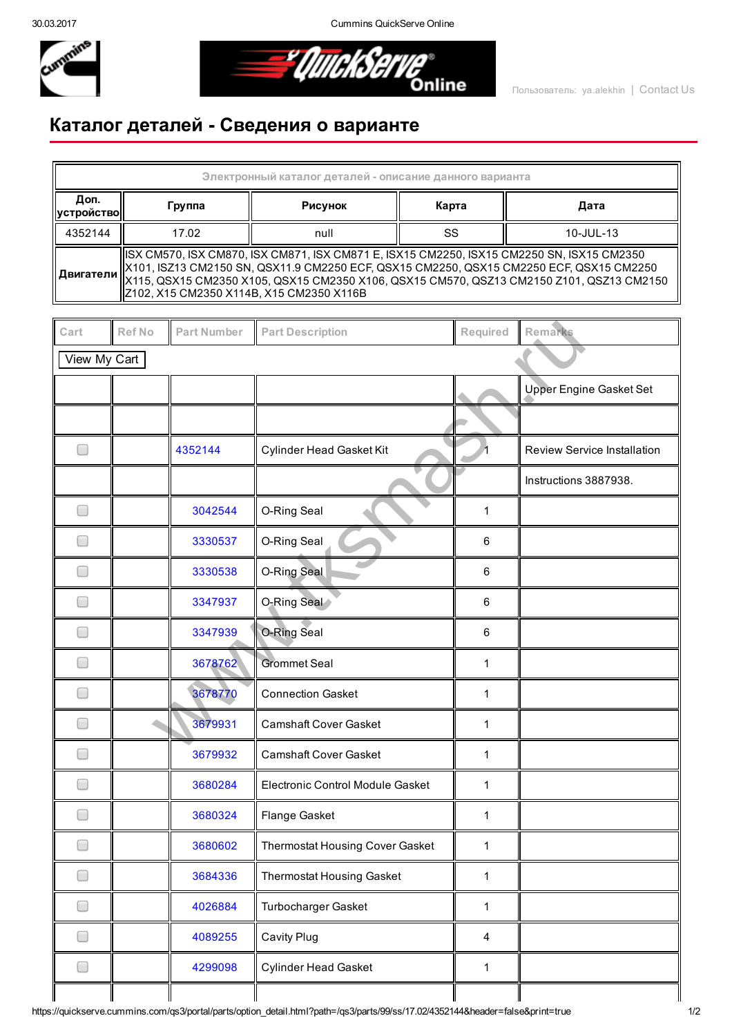Пользователь: ya.alekhin | Contact Us

# Каталог деталей - Сведения о варианте

| Электронный каталог деталей - описание данного варианта | | | | |
|---|---|---|---|---|
| Доп. устройство | Группа | Рисунок | Карта | Дата |
| 4352144 | 17.02 | null | SS | 10-JUL-13 |
| Двигатели | ISX CM570, ISX CM870, ISX CM871, ISX CM871 E, ISX15 CM2250, ISX15 CM2250 SN, ISX15 CM2350 X101, ISZ13 CM2150 SN, QSX11.9 CM2250 ECF, QSX15 CM2250, QSX15 CM2250 ECF, QSX15 CM2250 X115, QSX15 CM2350 X105, QSX15 CM2350 X106, QSX15 CM570, QSZ13 CM2150 Z101, QSZ13 CM2150 Z102, X15 CM2350 X114B, X15 CM2350 X116B | | | |

View My Cart

| Cart | Ref No | Part Number | Part Description | Required | Remarks |
|---|---|---|---|---|---|
| | | | | | Upper Engine Gasket Set |
| | | | | | |
| ☐ | | 4352144 | Cylinder Head Gasket Kit | 1 | Review Service Installation |
| | | | | | Instructions 3887938. |
| ☐ | | 3042544 | O-Ring Seal | 1 | |
| ☐ | | 3330537 | O-Ring Seal | 6 | |
| ☐ | | 3330538 | O-Ring Seal | 6 | |
| ☐ | | 3347937 | O-Ring Seal | 6 | |
| ☐ | | 3347939 | O-Ring Seal | 6 | |
| ☐ | | 3678762 | Grommet Seal | 1 | |
| ☐ | | 3678770 | Connection Gasket | 1 | |
| ☐ | | 3679931 | Camshaft Cover Gasket | 1 | |
| ☐ | | 3679932 | Camshaft Cover Gasket | 1 | |
| ☐ | | 3680284 | Electronic Control Module Gasket | 1 | |
| ☐ | | 3680324 | Flange Gasket | 1 | |
| ☐ | | 3680602 | Thermostat Housing Cover Gasket | 1 | |
| ☐ | | 3684336 | Thermostat Housing Gasket | 1 | |
| ☐ | | 4026884 | Turbocharger Gasket | 1 | |
| ☐ | | 4089255 | Cavity Plug | 4 | |
| ☐ | | 4299098 | Cylinder Head Gasket | 1 | |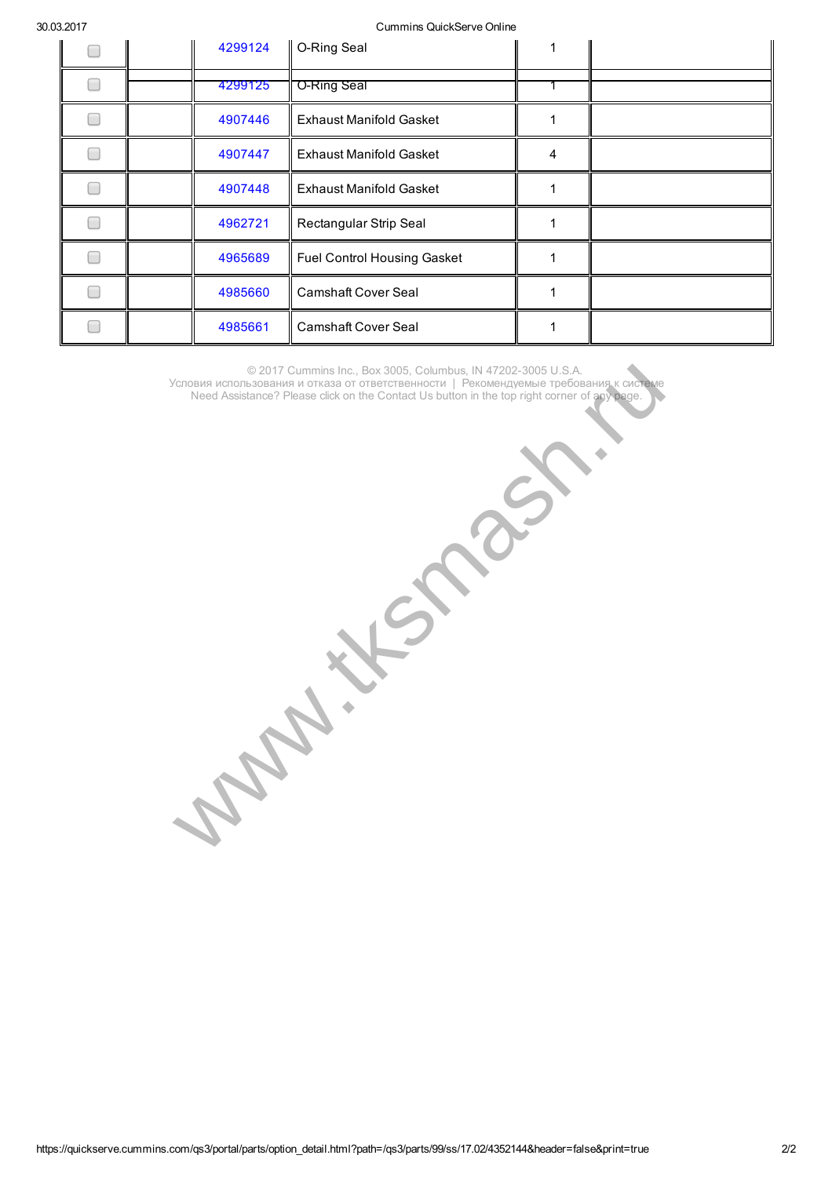| | | | | | |
|---|---|---|---|---|---|
| ☐ | | 4299124 | O-Ring Seal | 1 | |
| ☐ | | 4299125 | O-Ring Seal | 1 | |
| ☐ | | 4907446 | Exhaust Manifold Gasket | 1 | |
| ☐ | | 4907447 | Exhaust Manifold Gasket | 4 | |
| ☐ | | 4907448 | Exhaust Manifold Gasket | 1 | |
| ☐ | | 4962721 | Rectangular Strip Seal | 1 | |
| ☐ | | 4965689 | Fuel Control Housing Gasket | 1 | |
| ☐ | | 4985660 | Camshaft Cover Seal | 1 | |
| ☐ | | 4985661 | Camshaft Cover Seal | 1 | |

© 2017 Cummins Inc., Box 3005, Columbus, IN 47202-3005 U.S.A.
Условия использования и отказа от ответственности | Рекомендуемые требования к системе
Need Assistance? Please click on the Contact Us button in the top right corner of any page.

www.tksmash.ru